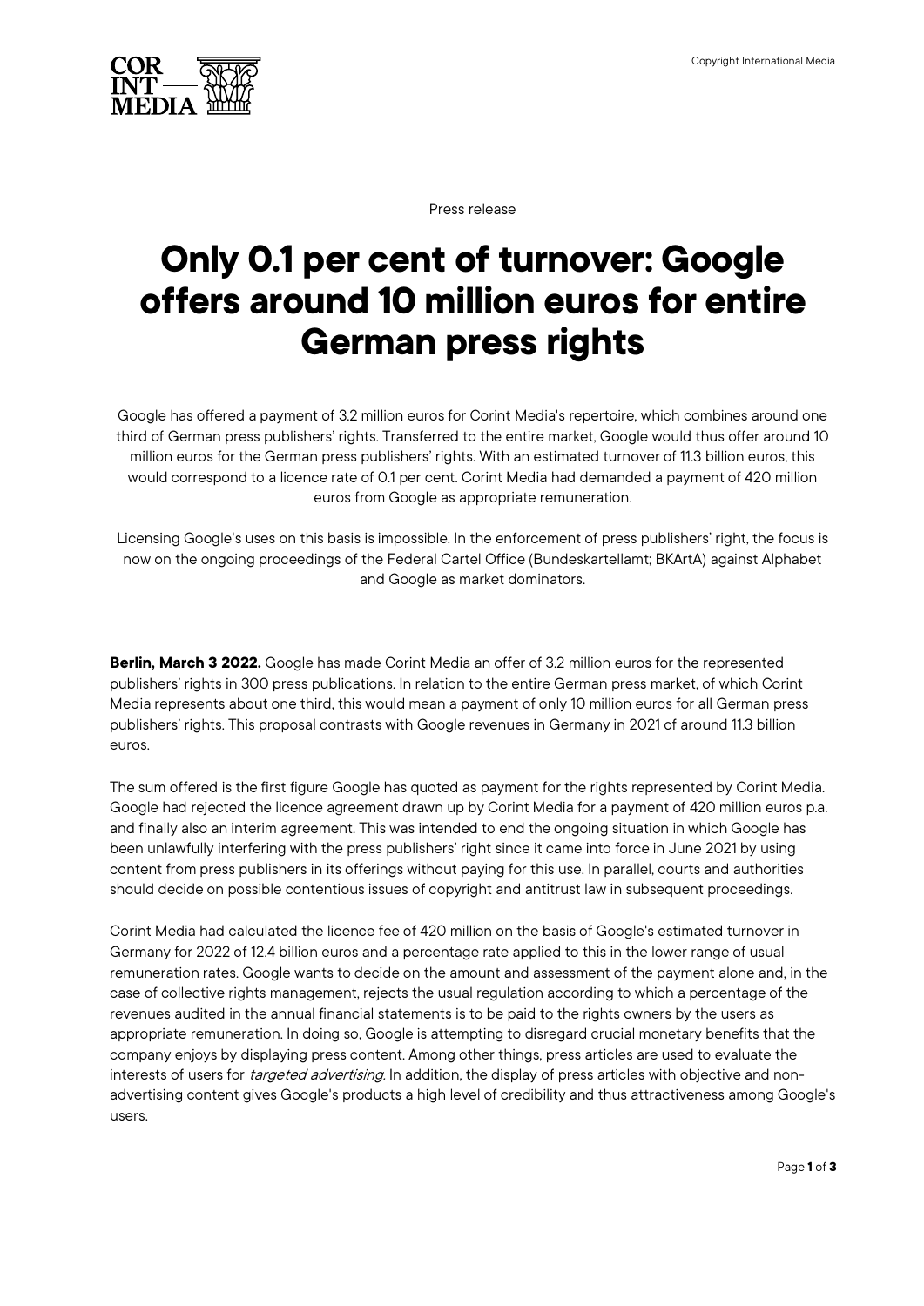Press release

# Only 0.1 per cent of turnover: Google offers around 10 million euros for entire German press rights

Google has offered a payment of 3.2 million euros for Corint Media's repertoire, which combines around one third of German press publishers' rights. Transferred to the entire market, Google would thus offer around 10 million euros for the German press publishers' rights. With an estimated turnover of 11.3 billion euros, this would correspond to a licence rate of 0.1 per cent. Corint Media had demanded a payment of 420 million euros from Google as appropriate remuneration.

Licensing Google's uses on this basis is impossible. In the enforcement of press publishers' right, the focus is now on the ongoing proceedings of the Federal Cartel Office (Bundeskartellamt; BKArtA) against Alphabet and Google as market dominators.

**Berlin, March 3 2022.** Google has made Corint Media an offer of 3.2 million euros for the represented publishers' rights in 300 press publications. In relation to the entire German press market, of which Corint Media represents about one third, this would mean a payment of only 10 million euros for all German press publishers' rights. This proposal contrasts with Google revenues in Germany in 2021 of around 11.3 billion euros.

The sum offered is the first figure Google has quoted as payment for the rights represented by Corint Media. Google had rejected the licence agreement drawn up by Corint Media for a payment of 420 million euros p.a. and finally also an interim agreement. This was intended to end the ongoing situation in which Google has been unlawfully interfering with the press publishers' right since it came into force in June 2021 by using content from press publishers in its offerings without paying for this use. In parallel, courts and authorities should decide on possible contentious issues of copyright and antitrust law in subsequent proceedings.

Corint Media had calculated the licence fee of 420 million on the basis of Google's estimated turnover in Germany for 2022 of 12.4 billion euros and a percentage rate applied to this in the lower range of usual remuneration rates. Google wants to decide on the amount and assessment of the payment alone and, in the case of collective rights management, rejects the usual regulation according to which a percentage of the revenues audited in the annual financial statements is to be paid to the rights owners by the users as appropriate remuneration. In doing so, Google is attempting to disregard crucial monetary benefits that the company enjoys by displaying press content. Among other things, press articles are used to evaluate the interests of users for *targeted advertising*. In addition, the display of press articles with objective and non-advertising content gives Google's products a high level of credibility and thus attractiveness among Google's users.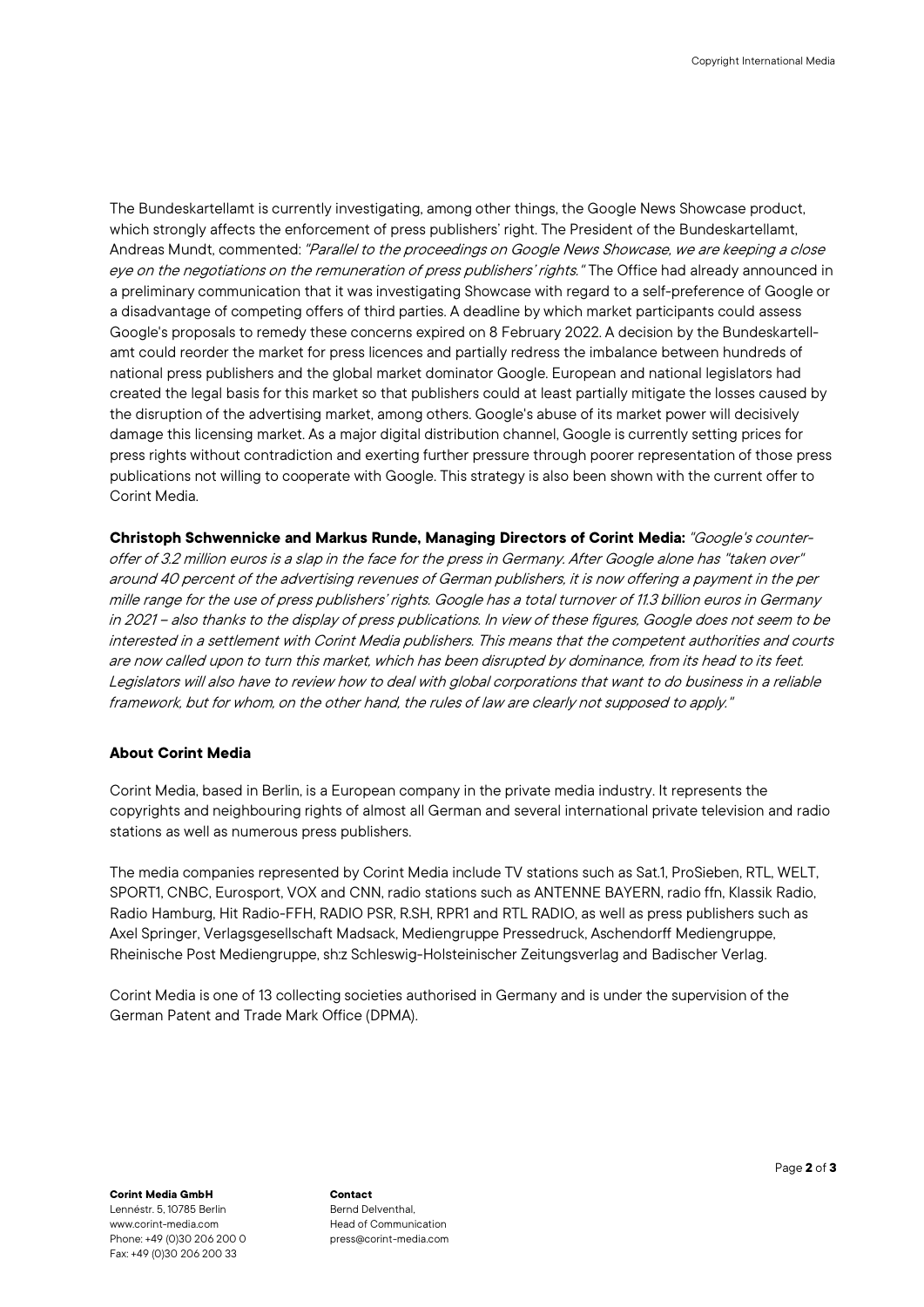The Bundeskartellamt is currently investigating, among other things, the Google News Showcase product, which strongly affects the enforcement of press publishers' right. The President of the Bundeskartellamt, Andreas Mundt, commented: *"Parallel to the proceedings on Google News Showcase, we are keeping a close eye on the negotiations on the remuneration of press publishers' rights."* The Office had already announced in a preliminary communication that it was investigating Showcase with regard to a self-preference of Google or a disadvantage of competing offers of third parties. A deadline by which market participants could assess Google's proposals to remedy these concerns expired on 8 February 2022. A decision by the Bundeskartellamt could reorder the market for press licences and partially redress the imbalance between hundreds of national press publishers and the global market dominator Google. European and national legislators had created the legal basis for this market so that publishers could at least partially mitigate the losses caused by the disruption of the advertising market, among others. Google's abuse of its market power will decisively damage this licensing market. As a major digital distribution channel, Google is currently setting prices for press rights without contradiction and exerting further pressure through poorer representation of those press publications not willing to cooperate with Google. This strategy is also been shown with the current offer to Corint Media.

**Christoph Schwennicke and Markus Runde, Managing Directors of Corint Media:** *"Google's counter-offer of 3.2 million euros is a slap in the face for the press in Germany. After Google alone has "taken over" around 40 percent of the advertising revenues of German publishers, it is now offering a payment in the per mille range for the use of press publishers' rights. Google has a total turnover of 11.3 billion euros in Germany in 2021 – also thanks to the display of press publications. In view of these figures, Google does not seem to be interested in a settlement with Corint Media publishers. This means that the competent authorities and courts are now called upon to turn this market, which has been disrupted by dominance, from its head to its feet. Legislators will also have to review how to deal with global corporations that want to do business in a reliable framework, but for whom, on the other hand, the rules of law are clearly not supposed to apply."*

### About Corint Media

Corint Media, based in Berlin, is a European company in the private media industry. It represents the copyrights and neighbouring rights of almost all German and several international private television and radio stations as well as numerous press publishers.

The media companies represented by Corint Media include TV stations such as Sat.1, ProSieben, RTL, WELT, SPORT1, CNBC, Eurosport, VOX and CNN, radio stations such as ANTENNE BAYERN, radio ffn, Klassik Radio, Radio Hamburg, Hit Radio-FFH, RADIO PSR, R.SH, RPR1 and RTL RADIO, as well as press publishers such as Axel Springer, Verlagsgesellschaft Madsack, Mediengruppe Pressedruck, Aschendorff Mediengruppe, Rheinische Post Mediengruppe, sh:z Schleswig-Holsteinischer Zeitungsverlag and Badischer Verlag.

Corint Media is one of 13 collecting societies authorised in Germany and is under the supervision of the German Patent and Trade Mark Office (DPMA).

**Corint Media GmbH**
Lennéstr. 5, 10785 Berlin
www.corint-media.com
Phone: +49 (0)30 206 200 0
Fax: +49 (0)30 206 200 33

**Contact**
Bernd Delventhal,
Head of Communication
press@corint-media.com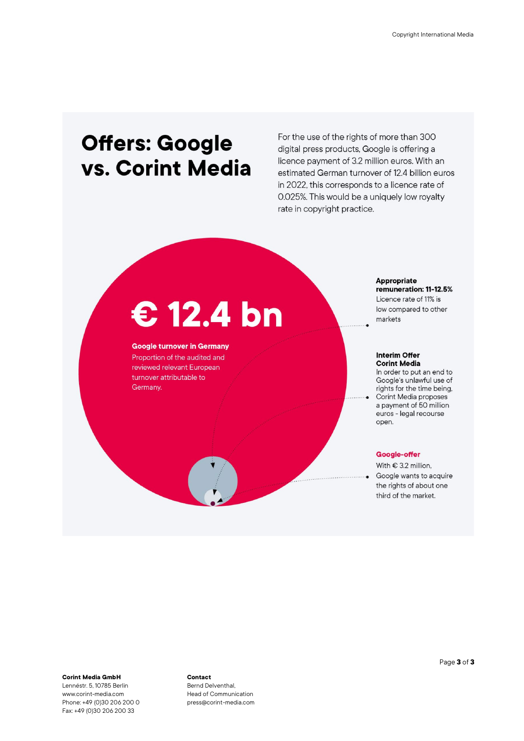# Offers: Google vs. Corint Media

For the use of the rights of more than 300 digital press products, Google is offering a licence payment of 3.2 million euros. With an estimated German turnover of 12.4 billion euros in 2022, this corresponds to a licence rate of 0.025%. This would be a uniquely low royalty rate in copyright practice.

**€ 12.4 bn**

**Google turnover in Germany**
Proportion of the audited and reviewed relevant European turnover attributable to Germany.

**Appropriate remuneration: 11-12.5%**
Licence rate of 11% is low compared to other markets

**Interim Offer Corint Media**
In order to put an end to Google's unlawful use of rights for the time being, Corint Media proposes a payment of 50 million euros - legal recourse open.

**Google-offer**
With € 3.2 million, Google wants to acquire the rights of about one third of the market.

**Corint Media GmbH**
Lennéstr. 5, 10785 Berlin
www.corint-media.com
Phone: +49 (0)30 206 200 0
Fax: +49 (0)30 206 200 33

**Contact**
Bernd Delventhal,
Head of Communication
press@corint-media.com